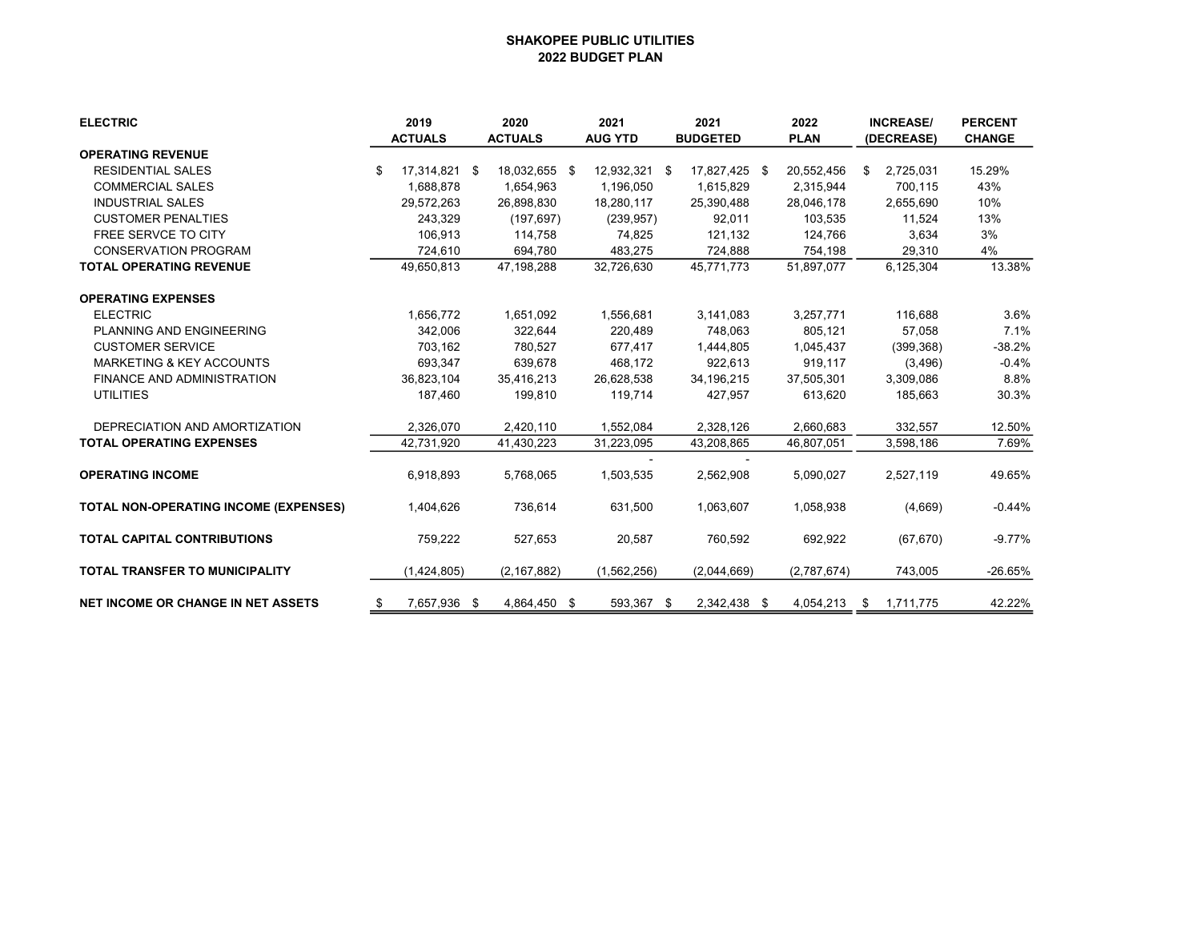# SHAKOPEE PUBLIC UTILITIES
## 2022 BUDGET PLAN

| ELECTRIC | 2019 ACTUALS | 2020 ACTUALS | 2021 AUG YTD | 2021 BUDGETED | 2022 PLAN | INCREASE/ (DECREASE) | PERCENT CHANGE |
|---|---|---|---|---|---|---|---|
| **OPERATING REVENUE** | | | | | | | |
| RESIDENTIAL SALES | $ 17,314,821 | $ 18,032,655 | $ 12,932,321 | $ 17,827,425 | $ 20,552,456 | $ 2,725,031 | 15.29% |
| COMMERCIAL SALES | 1,688,878 | 1,654,963 | 1,196,050 | 1,615,829 | 2,315,944 | 700,115 | 43% |
| INDUSTRIAL SALES | 29,572,263 | 26,898,830 | 18,280,117 | 25,390,488 | 28,046,178 | 2,655,690 | 10% |
| CUSTOMER PENALTIES | 243,329 | (197,697) | (239,957) | 92,011 | 103,535 | 11,524 | 13% |
| FREE SERVCE TO CITY | 106,913 | 114,758 | 74,825 | 121,132 | 124,766 | 3,634 | 3% |
| CONSERVATION PROGRAM | 724,610 | 694,780 | 483,275 | 724,888 | 754,198 | 29,310 | 4% |
| **TOTAL OPERATING REVENUE** | 49,650,813 | 47,198,288 | 32,726,630 | 45,771,773 | 51,897,077 | 6,125,304 | 13.38% |
| **OPERATING EXPENSES** | | | | | | | |
| ELECTRIC | 1,656,772 | 1,651,092 | 1,556,681 | 3,141,083 | 3,257,771 | 116,688 | 3.6% |
| PLANNING AND ENGINEERING | 342,006 | 322,644 | 220,489 | 748,063 | 805,121 | 57,058 | 7.1% |
| CUSTOMER SERVICE | 703,162 | 780,527 | 677,417 | 1,444,805 | 1,045,437 | (399,368) | -38.2% |
| MARKETING & KEY ACCOUNTS | 693,347 | 639,678 | 468,172 | 922,613 | 919,117 | (3,496) | -0.4% |
| FINANCE AND ADMINISTRATION | 36,823,104 | 35,416,213 | 26,628,538 | 34,196,215 | 37,505,301 | 3,309,086 | 8.8% |
| UTILITIES | 187,460 | 199,810 | 119,714 | 427,957 | 613,620 | 185,663 | 30.3% |
| DEPRECIATION AND AMORTIZATION | 2,326,070 | 2,420,110 | 1,552,084 | 2,328,126 | 2,660,683 | 332,557 | 12.50% |
| **TOTAL OPERATING EXPENSES** | 42,731,920 | 41,430,223 | 31,223,095 | 43,208,865 | 46,807,051 | 3,598,186 | 7.69% |
| | | | - | - | | | |
| **OPERATING INCOME** | 6,918,893 | 5,768,065 | 1,503,535 | 2,562,908 | 5,090,027 | 2,527,119 | 49.65% |
| **TOTAL NON-OPERATING INCOME (EXPENSES)** | 1,404,626 | 736,614 | 631,500 | 1,063,607 | 1,058,938 | (4,669) | -0.44% |
| **TOTAL CAPITAL CONTRIBUTIONS** | 759,222 | 527,653 | 20,587 | 760,592 | 692,922 | (67,670) | -9.77% |
| **TOTAL TRANSFER TO MUNICIPALITY** | (1,424,805) | (2,167,882) | (1,562,256) | (2,044,669) | (2,787,674) | 743,005 | -26.65% |
| **NET INCOME OR CHANGE IN NET ASSETS** | $ 7,657,936 | $ 4,864,450 | $ 593,367 | $ 2,342,438 | $ 4,054,213 | $ 1,711,775 | 42.22% |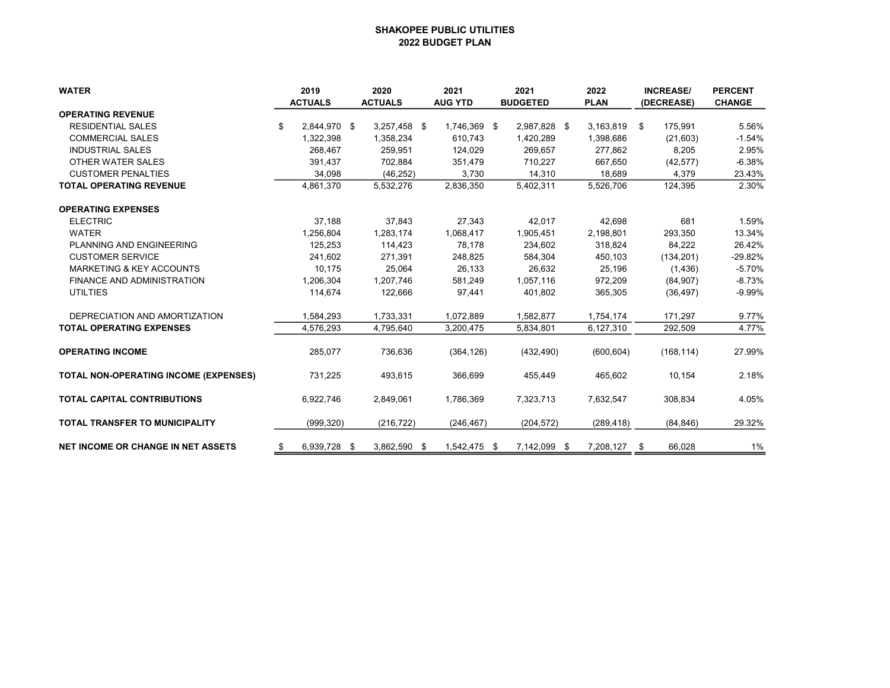# SHAKOPEE PUBLIC UTILITIES
## 2022 BUDGET PLAN

| WATER | 2019 ACTUALS | 2020 ACTUALS | 2021 AUG YTD | 2021 BUDGETED | 2022 PLAN | INCREASE/ (DECREASE) | PERCENT CHANGE |
|---|---|---|---|---|---|---|---|
| **OPERATING REVENUE** | | | | | | | |
| RESIDENTIAL SALES | $ 2,844,970 | $ 3,257,458 | $ 1,746,369 | $ 2,987,828 | $ 3,163,819 | $ 175,991 | 5.56% |
| COMMERCIAL SALES | 1,322,398 | 1,358,234 | 610,743 | 1,420,289 | 1,398,686 | (21,603) | -1.54% |
| INDUSTRIAL SALES | 268,467 | 259,951 | 124,029 | 269,657 | 277,862 | 8,205 | 2.95% |
| OTHER WATER SALES | 391,437 | 702,884 | 351,479 | 710,227 | 667,650 | (42,577) | -6.38% |
| CUSTOMER PENALTIES | 34,098 | (46,252) | 3,730 | 14,310 | 18,689 | 4,379 | 23.43% |
| **TOTAL OPERATING REVENUE** | 4,861,370 | 5,532,276 | 2,836,350 | 5,402,311 | 5,526,706 | 124,395 | 2.30% |
| **OPERATING EXPENSES** | | | | | | | |
| ELECTRIC | 37,188 | 37,843 | 27,343 | 42,017 | 42,698 | 681 | 1.59% |
| WATER | 1,256,804 | 1,283,174 | 1,068,417 | 1,905,451 | 2,198,801 | 293,350 | 13.34% |
| PLANNING AND ENGINEERING | 125,253 | 114,423 | 78,178 | 234,602 | 318,824 | 84,222 | 26.42% |
| CUSTOMER SERVICE | 241,602 | 271,391 | 248,825 | 584,304 | 450,103 | (134,201) | -29.82% |
| MARKETING & KEY ACCOUNTS | 10,175 | 25,064 | 26,133 | 26,632 | 25,196 | (1,436) | -5.70% |
| FINANCE AND ADMINISTRATION | 1,206,304 | 1,207,746 | 581,249 | 1,057,116 | 972,209 | (84,907) | -8.73% |
| UTILTIES | 114,674 | 122,666 | 97,441 | 401,802 | 365,305 | (36,497) | -9.99% |
| DEPRECIATION AND AMORTIZATION | 1,584,293 | 1,733,331 | 1,072,889 | 1,582,877 | 1,754,174 | 171,297 | 9.77% |
| **TOTAL OPERATING EXPENSES** | 4,576,293 | 4,795,640 | 3,200,475 | 5,834,801 | 6,127,310 | 292,509 | 4.77% |
| **OPERATING INCOME** | 285,077 | 736,636 | (364,126) | (432,490) | (600,604) | (168,114) | 27.99% |
| **TOTAL NON-OPERATING INCOME (EXPENSES)** | 731,225 | 493,615 | 366,699 | 455,449 | 465,602 | 10,154 | 2.18% |
| **TOTAL CAPITAL CONTRIBUTIONS** | 6,922,746 | 2,849,061 | 1,786,369 | 7,323,713 | 7,632,547 | 308,834 | 4.05% |
| **TOTAL TRANSFER TO MUNICIPALITY** | (999,320) | (216,722) | (246,467) | (204,572) | (289,418) | (84,846) | 29.32% |
| **NET INCOME OR CHANGE IN NET ASSETS** | $ 6,939,728 | $ 3,862,590 | $ 1,542,475 | $ 7,142,099 | $ 7,208,127 | $ 66,028 | 1% |